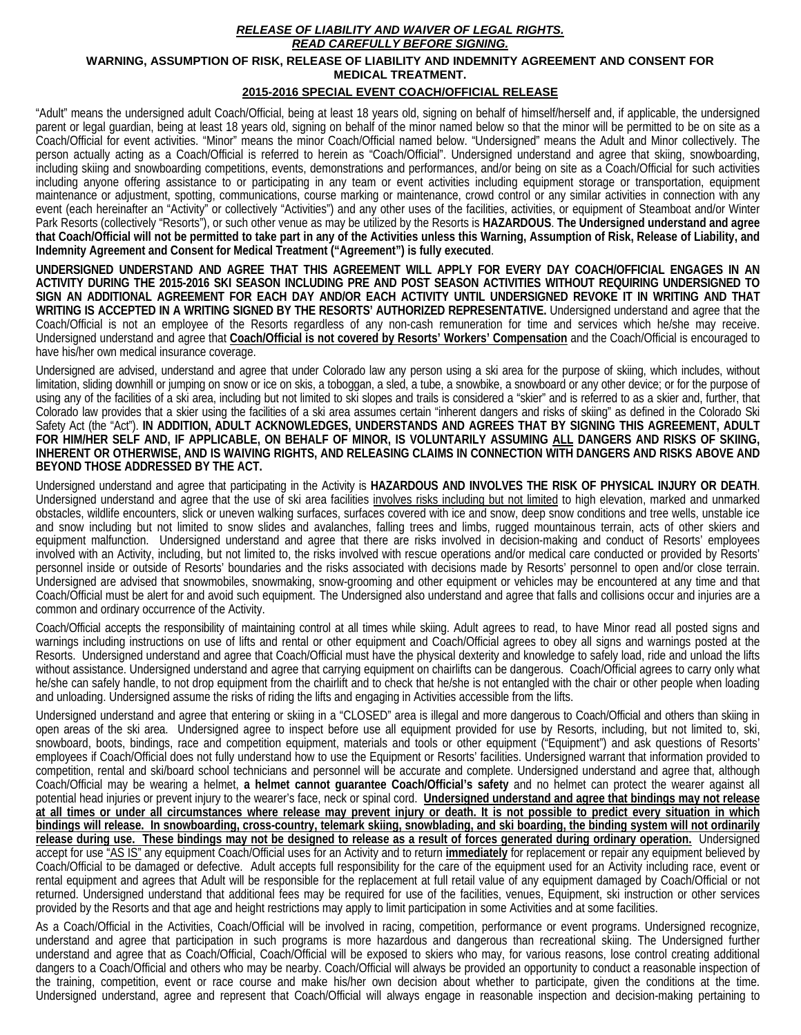***<u>RELEASE OF LIABILITY AND WAIVER OF LEGAL RIGHTS.</u>***
***<u>READ CAREFULLY BEFORE SIGNING.</u>***

**WARNING, ASSUMPTION OF RISK, RELEASE OF LIABILITY AND INDEMNITY AGREEMENT AND CONSENT FOR MEDICAL TREATMENT.**

**<u>2015-2016 SPECIAL EVENT COACH/OFFICIAL RELEASE</u>**

"Adult" means the undersigned adult Coach/Official, being at least 18 years old, signing on behalf of himself/herself and, if applicable, the undersigned parent or legal guardian, being at least 18 years old, signing on behalf of the minor named below so that the minor will be permitted to be on site as a Coach/Official for event activities. "Minor" means the minor Coach/Official named below. "Undersigned" means the Adult and Minor collectively. The person actually acting as a Coach/Official is referred to herein as "Coach/Official". Undersigned understand and agree that skiing, snowboarding, including skiing and snowboarding competitions, events, demonstrations and performances, and/or being on site as a Coach/Official for such activities including anyone offering assistance to or participating in any team or event activities including equipment storage or transportation, equipment maintenance or adjustment, spotting, communications, course marking or maintenance, crowd control or any similar activities in connection with any event (each hereinafter an "Activity" or collectively "Activities") and any other uses of the facilities, activities, or equipment of Steamboat and/or Winter Park Resorts (collectively "Resorts"), or such other venue as may be utilized by the Resorts is **HAZARDOUS**. **The Undersigned understand and agree that Coach/Official will not be permitted to take part in any of the Activities unless this Warning, Assumption of Risk, Release of Liability, and Indemnity Agreement and Consent for Medical Treatment ("Agreement") is fully executed**.

**UNDERSIGNED UNDERSTAND AND AGREE THAT THIS AGREEMENT WILL APPLY FOR EVERY DAY COACH/OFFICIAL ENGAGES IN AN ACTIVITY DURING THE 2015-2016 SKI SEASON INCLUDING PRE AND POST SEASON ACTIVITIES WITHOUT REQUIRING UNDERSIGNED TO SIGN AN ADDITIONAL AGREEMENT FOR EACH DAY AND/OR EACH ACTIVITY UNTIL UNDERSIGNED REVOKE IT IN WRITING AND THAT WRITING IS ACCEPTED IN A WRITING SIGNED BY THE RESORTS' AUTHORIZED REPRESENTATIVE.** Undersigned understand and agree that the Coach/Official is not an employee of the Resorts regardless of any non-cash remuneration for time and services which he/she may receive. Undersigned understand and agree that **<u>Coach/Official is not covered by Resorts' Workers' Compensation</u>** and the Coach/Official is encouraged to have his/her own medical insurance coverage.

Undersigned are advised, understand and agree that under Colorado law any person using a ski area for the purpose of skiing, which includes, without limitation, sliding downhill or jumping on snow or ice on skis, a toboggan, a sled, a tube, a snowbike, a snowboard or any other device; or for the purpose of using any of the facilities of a ski area, including but not limited to ski slopes and trails is considered a "skier" and is referred to as a skier and, further, that Colorado law provides that a skier using the facilities of a ski area assumes certain "inherent dangers and risks of skiing" as defined in the Colorado Ski Safety Act (the "Act"). **IN ADDITION, ADULT ACKNOWLEDGES, UNDERSTANDS AND AGREES THAT BY SIGNING THIS AGREEMENT, ADULT FOR HIM/HER SELF AND, IF APPLICABLE, ON BEHALF OF MINOR, IS VOLUNTARILY ASSUMING <u>ALL</u> DANGERS AND RISKS OF SKIING, INHERENT OR OTHERWISE, AND IS WAIVING RIGHTS, AND RELEASING CLAIMS IN CONNECTION WITH DANGERS AND RISKS ABOVE AND BEYOND THOSE ADDRESSED BY THE ACT.**

Undersigned understand and agree that participating in the Activity is **HAZARDOUS AND INVOLVES THE RISK OF PHYSICAL INJURY OR DEATH**. Undersigned understand and agree that the use of ski area facilities <u>involves risks including but not limited</u> to high elevation, marked and unmarked obstacles, wildlife encounters, slick or uneven walking surfaces, surfaces covered with ice and snow, deep snow conditions and tree wells, unstable ice and snow including but not limited to snow slides and avalanches, falling trees and limbs, rugged mountainous terrain, acts of other skiers and equipment malfunction. Undersigned understand and agree that there are risks involved in decision-making and conduct of Resorts' employees involved with an Activity, including, but not limited to, the risks involved with rescue operations and/or medical care conducted or provided by Resorts' personnel inside or outside of Resorts' boundaries and the risks associated with decisions made by Resorts' personnel to open and/or close terrain. Undersigned are advised that snowmobiles, snowmaking, snow-grooming and other equipment or vehicles may be encountered at any time and that Coach/Official must be alert for and avoid such equipment. The Undersigned also understand and agree that falls and collisions occur and injuries are a common and ordinary occurrence of the Activity.

Coach/Official accepts the responsibility of maintaining control at all times while skiing. Adult agrees to read, to have Minor read all posted signs and warnings including instructions on use of lifts and rental or other equipment and Coach/Official agrees to obey all signs and warnings posted at the Resorts. Undersigned understand and agree that Coach/Official must have the physical dexterity and knowledge to safely load, ride and unload the lifts without assistance. Undersigned understand and agree that carrying equipment on chairlifts can be dangerous. Coach/Official agrees to carry only what he/she can safely handle, to not drop equipment from the chairlift and to check that he/she is not entangled with the chair or other people when loading and unloading. Undersigned assume the risks of riding the lifts and engaging in Activities accessible from the lifts.

Undersigned understand and agree that entering or skiing in a "CLOSED" area is illegal and more dangerous to Coach/Official and others than skiing in open areas of the ski area. Undersigned agree to inspect before use all equipment provided for use by Resorts, including, but not limited to, ski, snowboard, boots, bindings, race and competition equipment, materials and tools or other equipment ("Equipment") and ask questions of Resorts' employees if Coach/Official does not fully understand how to use the Equipment or Resorts' facilities. Undersigned warrant that information provided to competition, rental and ski/board school technicians and personnel will be accurate and complete. Undersigned understand and agree that, although Coach/Official may be wearing a helmet, **a helmet cannot guarantee Coach/Official's safety** and no helmet can protect the wearer against all potential head injuries or prevent injury to the wearer's face, neck or spinal cord. **<u>Undersigned understand and agree that bindings may not release at all times or under all circumstances where release may prevent injury or death. It is not possible to predict every situation in which bindings will release. In snowboarding, cross-country, telemark skiing, snowblading, and ski boarding, the binding system will not ordinarily release during use. These bindings may not be designed to release as a result of forces generated during ordinary operation.</u>** Undersigned accept for use <u>"AS IS"</u> any equipment Coach/Official uses for an Activity and to return **<u>immediately</u>** for replacement or repair any equipment believed by Coach/Official to be damaged or defective. Adult accepts full responsibility for the care of the equipment used for an Activity including race, event or rental equipment and agrees that Adult will be responsible for the replacement at full retail value of any equipment damaged by Coach/Official or not returned. Undersigned understand that additional fees may be required for use of the facilities, venues, Equipment, ski instruction or other services provided by the Resorts and that age and height restrictions may apply to limit participation in some Activities and at some facilities.

As a Coach/Official in the Activities, Coach/Official will be involved in racing, competition, performance or event programs. Undersigned recognize, understand and agree that participation in such programs is more hazardous and dangerous than recreational skiing. The Undersigned further understand and agree that as Coach/Official, Coach/Official will be exposed to skiers who may, for various reasons, lose control creating additional dangers to a Coach/Official and others who may be nearby. Coach/Official will always be provided an opportunity to conduct a reasonable inspection of the training, competition, event or race course and make his/her own decision about whether to participate, given the conditions at the time. Undersigned understand, agree and represent that Coach/Official will always engage in reasonable inspection and decision-making pertaining to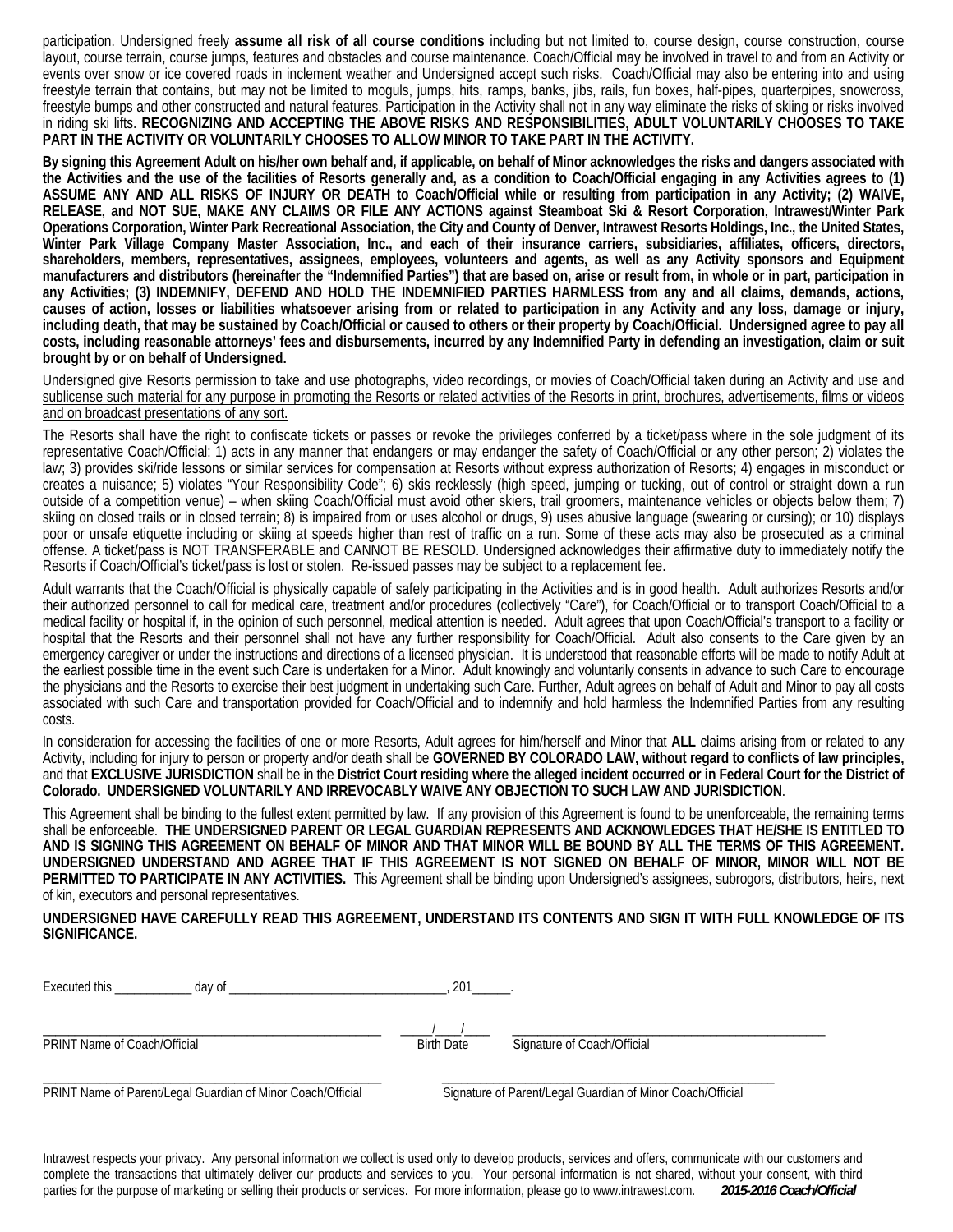participation. Undersigned freely **assume all risk of all course conditions** including but not limited to, course design, course construction, course layout, course terrain, course jumps, features and obstacles and course maintenance. Coach/Official may be involved in travel to and from an Activity or events over snow or ice covered roads in inclement weather and Undersigned accept such risks. Coach/Official may also be entering into and using freestyle terrain that contains, but may not be limited to moguls, jumps, hits, ramps, banks, jibs, rails, fun boxes, half-pipes, quarterpipes, snowcross, freestyle bumps and other constructed and natural features. Participation in the Activity shall not in any way eliminate the risks of skiing or risks involved in riding ski lifts. **RECOGNIZING AND ACCEPTING THE ABOVE RISKS AND RESPONSIBILITIES, ADULT VOLUNTARILY CHOOSES TO TAKE PART IN THE ACTIVITY OR VOLUNTARILY CHOOSES TO ALLOW MINOR TO TAKE PART IN THE ACTIVITY.**

**By signing this Agreement Adult on his/her own behalf and, if applicable, on behalf of Minor acknowledges the risks and dangers associated with the Activities and the use of the facilities of Resorts generally and, as a condition to Coach/Official engaging in any Activities agrees to (1) ASSUME ANY AND ALL RISKS OF INJURY OR DEATH to Coach/Official while or resulting from participation in any Activity; (2) WAIVE, RELEASE, and NOT SUE, MAKE ANY CLAIMS OR FILE ANY ACTIONS against Steamboat Ski & Resort Corporation, Intrawest/Winter Park Operations Corporation, Winter Park Recreational Association, the City and County of Denver, Intrawest Resorts Holdings, Inc., the United States, Winter Park Village Company Master Association, Inc., and each of their insurance carriers, subsidiaries, affiliates, officers, directors, shareholders, members, representatives, assignees, employees, volunteers and agents, as well as any Activity sponsors and Equipment manufacturers and distributors (hereinafter the "Indemnified Parties") that are based on, arise or result from, in whole or in part, participation in any Activities; (3) INDEMNIFY, DEFEND AND HOLD THE INDEMNIFIED PARTIES HARMLESS from any and all claims, demands, actions, causes of action, losses or liabilities whatsoever arising from or related to participation in any Activity and any loss, damage or injury, including death, that may be sustained by Coach/Official or caused to others or their property by Coach/Official. Undersigned agree to pay all costs, including reasonable attorneys' fees and disbursements, incurred by any Indemnified Party in defending an investigation, claim or suit brought by or on behalf of Undersigned.**

<u>Undersigned give Resorts permission to take and use photographs, video recordings, or movies of Coach/Official taken during an Activity and use and sublicense such material for any purpose in promoting the Resorts or related activities of the Resorts in print, brochures, advertisements, films or videos and on broadcast presentations of any sort.</u>

The Resorts shall have the right to confiscate tickets or passes or revoke the privileges conferred by a ticket/pass where in the sole judgment of its representative Coach/Official: 1) acts in any manner that endangers or may endanger the safety of Coach/Official or any other person; 2) violates the law; 3) provides ski/ride lessons or similar services for compensation at Resorts without express authorization of Resorts; 4) engages in misconduct or creates a nuisance; 5) violates "Your Responsibility Code"; 6) skis recklessly (high speed, jumping or tucking, out of control or straight down a run outside of a competition venue) – when skiing Coach/Official must avoid other skiers, trail groomers, maintenance vehicles or objects below them; 7) skiing on closed trails or in closed terrain; 8) is impaired from or uses alcohol or drugs, 9) uses abusive language (swearing or cursing); or 10) displays poor or unsafe etiquette including or skiing at speeds higher than rest of traffic on a run. Some of these acts may also be prosecuted as a criminal offense. A ticket/pass is NOT TRANSFERABLE and CANNOT BE RESOLD. Undersigned acknowledges their affirmative duty to immediately notify the Resorts if Coach/Official's ticket/pass is lost or stolen. Re-issued passes may be subject to a replacement fee.

Adult warrants that the Coach/Official is physically capable of safely participating in the Activities and is in good health. Adult authorizes Resorts and/or their authorized personnel to call for medical care, treatment and/or procedures (collectively "Care"), for Coach/Official or to transport Coach/Official to a medical facility or hospital if, in the opinion of such personnel, medical attention is needed. Adult agrees that upon Coach/Official's transport to a facility or hospital that the Resorts and their personnel shall not have any further responsibility for Coach/Official. Adult also consents to the Care given by an emergency caregiver or under the instructions and directions of a licensed physician. It is understood that reasonable efforts will be made to notify Adult at the earliest possible time in the event such Care is undertaken for a Minor. Adult knowingly and voluntarily consents in advance to such Care to encourage the physicians and the Resorts to exercise their best judgment in undertaking such Care. Further, Adult agrees on behalf of Adult and Minor to pay all costs associated with such Care and transportation provided for Coach/Official and to indemnify and hold harmless the Indemnified Parties from any resulting costs.

In consideration for accessing the facilities of one or more Resorts, Adult agrees for him/herself and Minor that **ALL** claims arising from or related to any Activity, including for injury to person or property and/or death shall be **GOVERNED BY COLORADO LAW, without regard to conflicts of law principles,** and that **EXCLUSIVE JURISDICTION** shall be in the **District Court residing where the alleged incident occurred or in Federal Court for the District of Colorado. UNDERSIGNED VOLUNTARILY AND IRREVOCABLY WAIVE ANY OBJECTION TO SUCH LAW AND JURISDICTION**.

This Agreement shall be binding to the fullest extent permitted by law. If any provision of this Agreement is found to be unenforceable, the remaining terms shall be enforceable. **THE UNDERSIGNED PARENT OR LEGAL GUARDIAN REPRESENTS AND ACKNOWLEDGES THAT HE/SHE IS ENTITLED TO AND IS SIGNING THIS AGREEMENT ON BEHALF OF MINOR AND THAT MINOR WILL BE BOUND BY ALL THE TERMS OF THIS AGREEMENT. UNDERSIGNED UNDERSTAND AND AGREE THAT IF THIS AGREEMENT IS NOT SIGNED ON BEHALF OF MINOR, MINOR WILL NOT BE PERMITTED TO PARTICIPATE IN ANY ACTIVITIES.** This Agreement shall be binding upon Undersigned's assignees, subrogors, distributors, heirs, next of kin, executors and personal representatives.

**UNDERSIGNED HAVE CAREFULLY READ THIS AGREEMENT, UNDERSTAND ITS CONTENTS AND SIGN IT WITH FULL KNOWLEDGE OF ITS SIGNIFICANCE.**

Executed this ____________ day of ___________________________________, 201______.

_______________________________________________ ____/____/____ ___________________________________________

PRINT Name of Coach/Official Birth Date Signature of Coach/Official

_______________________________________________ ___________________________________________

PRINT Name of Parent/Legal Guardian of Minor Coach/Official Signature of Parent/Legal Guardian of Minor Coach/Official

Intrawest respects your privacy. Any personal information we collect is used only to develop products, services and offers, communicate with our customers and complete the transactions that ultimately deliver our products and services to you. Your personal information is not shared, without your consent, with third parties for the purpose of marketing or selling their products or services. For more information, please go to www.intrawest.com. ***2015-2016 Coach/Official***